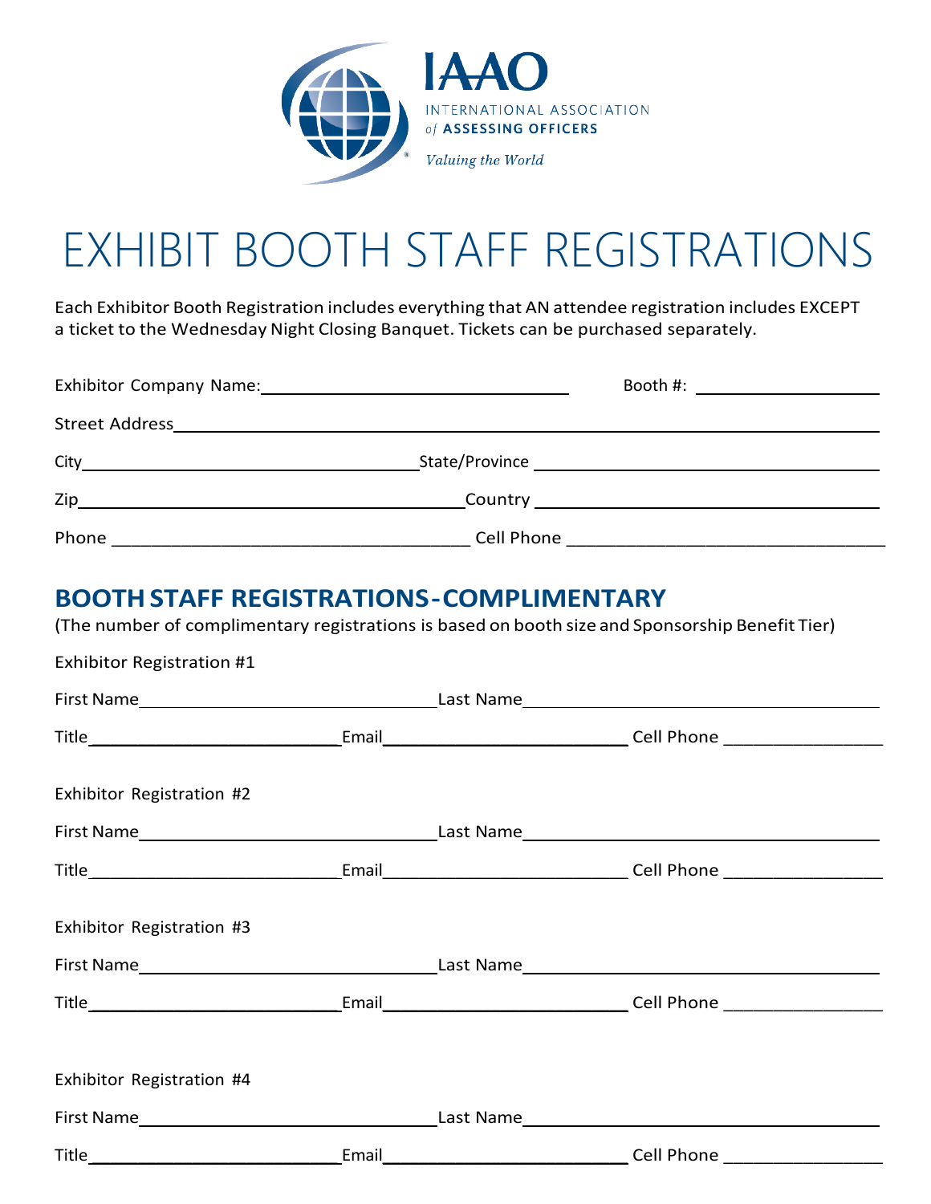IAAO

INTERNATIONAL ASSOCIATION *of* ASSESSING OFFICERS

*Valuing the World*

# EXHIBIT BOOTH STAFF REGISTRATIONS

Each Exhibitor Booth Registration includes everything that AN attendee registration includes EXCEPT a ticket to the Wednesday Night Closing Banquet. Tickets can be purchased separately.

Exhibitor Company Name: ______________________________ Booth #: ____________________

Street Address ____________________________________________________________

City ______________________________ State/Province ______________________________

Zip ______________________________ Country ______________________________

Phone ______________________________ Cell Phone ______________________________

## BOOTH STAFF REGISTRATIONS - COMPLIMENTARY

(The number of complimentary registrations is based on booth size and Sponsorship Benefit Tier)

Exhibitor Registration #1

First Name ______________________________ Last Name ______________________________

Title ____________________ Email ____________________ Cell Phone ________________

Exhibitor Registration #2

First Name ______________________________ Last Name ______________________________

Title ____________________ Email ____________________ Cell Phone ________________

Exhibitor Registration #3

First Name ______________________________ Last Name ______________________________

Title ____________________ Email ____________________ Cell Phone ________________

Exhibitor Registration #4

First Name ______________________________ Last Name ______________________________

Title ____________________ Email ____________________ Cell Phone ________________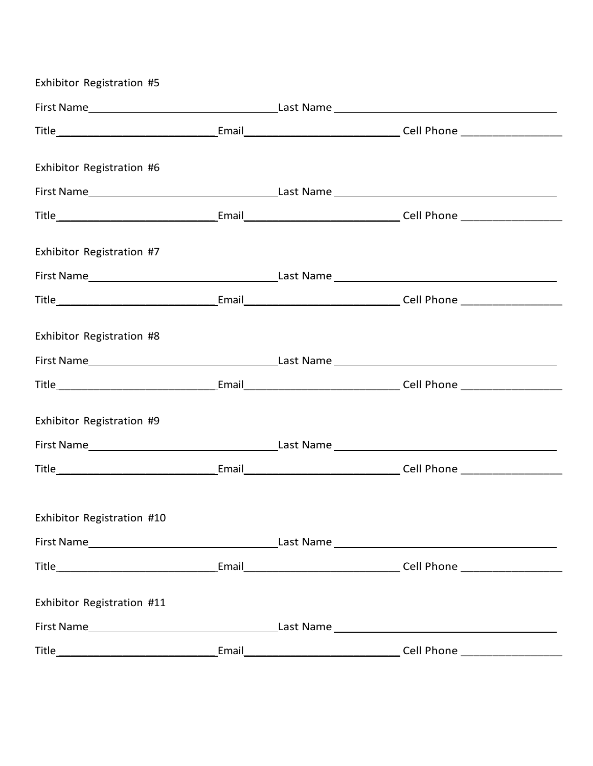Exhibitor Registration #5

First Name_________________________________Last Name ________________________________________

Title____________________________Email____________________________ Cell Phone _________________

Exhibitor Registration #6

First Name_________________________________Last Name ________________________________________

Title____________________________Email____________________________ Cell Phone _________________

Exhibitor Registration #7

First Name_________________________________Last Name ________________________________________

Title____________________________Email____________________________ Cell Phone _________________

Exhibitor Registration #8

First Name_________________________________Last Name ________________________________________

Title____________________________Email____________________________ Cell Phone _________________

Exhibitor Registration #9

First Name_________________________________Last Name ________________________________________

Title____________________________Email____________________________ Cell Phone _________________

Exhibitor Registration #10

First Name_________________________________Last Name ________________________________________

Title____________________________Email____________________________ Cell Phone _________________

Exhibitor Registration #11

First Name_________________________________Last Name ________________________________________

Title____________________________Email____________________________ Cell Phone _________________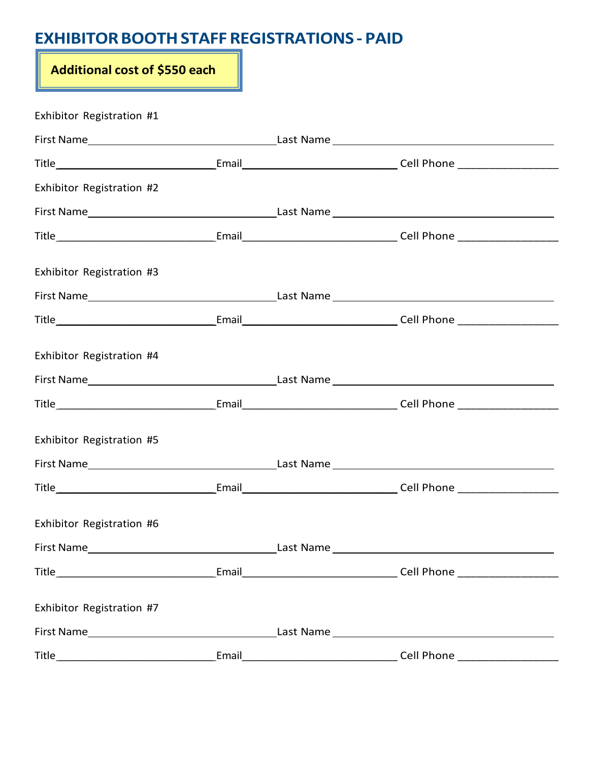# EXHIBITOR BOOTH STAFF REGISTRATIONS - PAID

**Additional cost of $550 each**

Exhibitor Registration #1

First Name_________________________________ Last Name _______________________________________

Title____________________________ Email___________________________ Cell Phone ________________

Exhibitor Registration #2

First Name_________________________________ Last Name _______________________________________

Title____________________________ Email___________________________ Cell Phone ________________

Exhibitor Registration #3

First Name_________________________________ Last Name _______________________________________

Title____________________________ Email___________________________ Cell Phone ________________

Exhibitor Registration #4

First Name_________________________________ Last Name _______________________________________

Title____________________________ Email___________________________ Cell Phone ________________

Exhibitor Registration #5

First Name_________________________________ Last Name _______________________________________

Title____________________________ Email___________________________ Cell Phone ________________

Exhibitor Registration #6

First Name_________________________________ Last Name _______________________________________

Title____________________________ Email___________________________ Cell Phone ________________

Exhibitor Registration #7

First Name_________________________________ Last Name _______________________________________

Title____________________________ Email___________________________ Cell Phone ________________